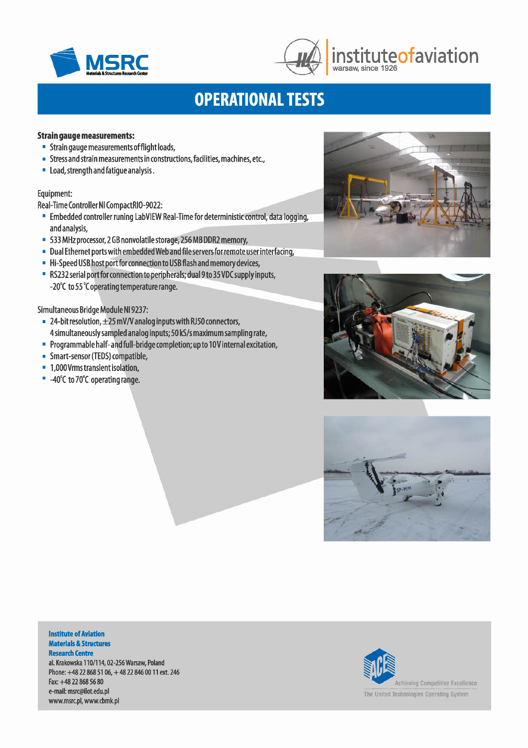MSRC
Materials & Structures Research Center

instituteofaviation
warsaw, since 1926

# OPERATIONAL TESTS

**Strain gauge measurements:**

- Strain gauge measurements of flight loads,
- Stress and strain measurements in constructions, facilities, machines, etc.,
- Load, strength and fatigue analysis.

Equipment:

Real-Time Controller NI CompactRIO-9022:

- Embedded controller runing LabVIEW Real-Time for deterministic control, data logging, and analysis,
- 533 MHz processor, 2 GB nonvolatile storage, 256 MB DDR2 memory,
- Dual Ethernet ports with embedded Web and file servers for remote user interfacing,
- Hi-Speed USB host port for connection to USB flash and memory devices,
- RS232 serial port for connection to peripherals; dual 9 to 35 VDC supply inputs, -20°C to 55°C operating temperature range.

Simultaneous Bridge Module NI 9237:

- 24-bit resolution, ±25 mV/V analog inputs with RJ50 connectors, 4 simultaneously sampled analog inputs; 50 kS/s maximum sampling rate,
- Programmable half- and full-bridge completion; up to 10 V internal excitation,
- Smart-sensor (TEDS) compatible,
- 1,000 Vrms transient isolation,
- -40°C to 70°C operating range.

**Institute of Aviation**
**Materials & Structures**
**Research Centre**
al. Krakowska 110/114, 02-256 Warsaw, Poland
Phone: +48 22 868 51 06, + 48 22 846 00 11 ext. 246
Fax: +48 22 868 56 80
e-mail: msrc@ilot.edu.pl
www.msrc.pl, www.cbmk.pl

ACE
Achieving Competitive Excellence
The United Technologies Operating System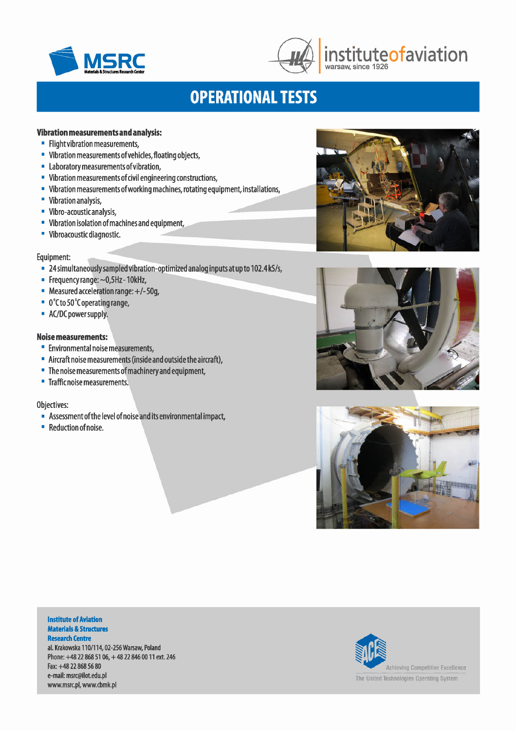# OPERATIONAL TESTS

**Vibration measurements and analysis:**

- Flight vibration measurements,
- Vibration measurements of vehicles, floating objects,
- Laboratory measurements of vibration,
- Vibration measurements of civil engineering constructions,
- Vibration measurements of working machines, rotating equipment, installations,
- Vibration analysis,
- Vibro-acoustic analysis,
- Vibration isolation of machines and equipment,
- Vibroacoustic diagnostic.

Equipment:

- 24 simultaneously sampled vibration-optimized analog inputs at up to 102.4 kS/s,
- Frequency range: ~0,5Hz - 10kHz,
- Measured acceleration range: +/-50g,
- 0°C to 50°C operating range,
- AC/DC power supply.

**Noise measurements:**

- Environmental noise measurements,
- Aircraft noise measurements (inside and outside the aircraft),
- The noise measurements of machinery and equipment,
- Traffic noise measurements.

Objectives:

- Assessment of the level of noise and its environmental impact,
- Reduction of noise.

**Institute of Aviation**
**Materials & Structures**
**Research Centre**
al. Krakowska 110/114, 02-256 Warsaw, Poland
Phone: +48 22 868 51 06, + 48 22 846 00 11 ext. 246
Fax: +48 22 868 56 80
e-mail: msrc@ilot.edu.pl
www.msrc.pl, www.cbmk.pl

Achieving Competitive Excellence
The United Technologies Operating System